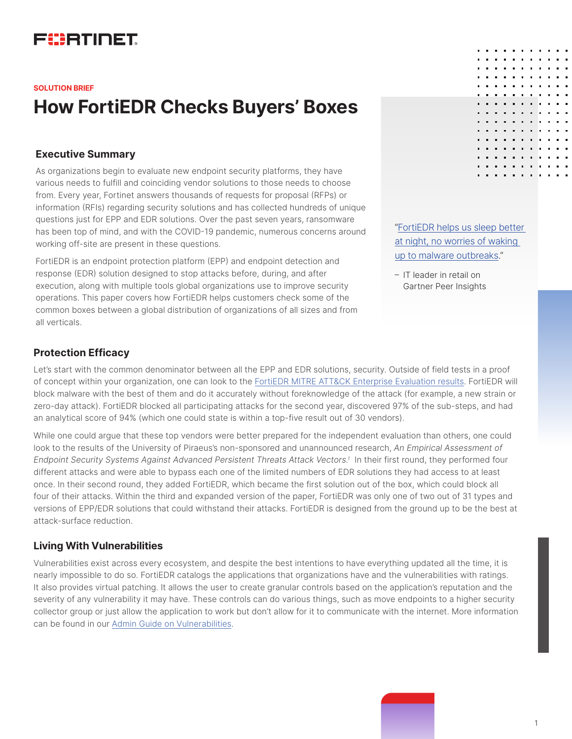FORTINET

SOLUTION BRIEF

# How FortiEDR Checks Buyers' Boxes

## Executive Summary

As organizations begin to evaluate new endpoint security platforms, they have various needs to fulfill and coinciding vendor solutions to those needs to choose from. Every year, Fortinet answers thousands of requests for proposal (RFPs) or information (RFIs) regarding security solutions and has collected hundreds of unique questions just for EPP and EDR solutions. Over the past seven years, ransomware has been top of mind, and with the COVID-19 pandemic, numerous concerns around working off-site are present in these questions.

FortiEDR is an endpoint protection platform (EPP) and endpoint detection and response (EDR) solution designed to stop attacks before, during, and after execution, along with multiple tools global organizations use to improve security operations. This paper covers how FortiEDR helps customers check some of the common boxes between a global distribution of organizations of all sizes and from all verticals.

"FortiEDR helps us sleep better at night, no worries of waking up to malware outbreaks."

– IT leader in retail on Gartner Peer Insights

## Protection Efficacy

Let's start with the common denominator between all the EPP and EDR solutions, security. Outside of field tests in a proof of concept within your organization, one can look to the FortiEDR MITRE ATT&CK Enterprise Evaluation results. FortiEDR will block malware with the best of them and do it accurately without foreknowledge of the attack (for example, a new strain or zero-day attack). FortiEDR blocked all participating attacks for the second year, discovered 97% of the sub-steps, and had an analytical score of 94% (which one could state is within a top-five result out of 30 vendors).

While one could argue that these top vendors were better prepared for the independent evaluation than others, one could look to the results of the University of Piraeus's non-sponsored and unannounced research, *An Empirical Assessment of Endpoint Security Systems Against Advanced Persistent Threats Attack Vectors.*[1] In their first round, they performed four different attacks and were able to bypass each one of the limited numbers of EDR solutions they had access to at least once. In their second round, they added FortiEDR, which became the first solution out of the box, which could block all four of their attacks. Within the third and expanded version of the paper, FortiEDR was only one of two out of 31 types and versions of EPP/EDR solutions that could withstand their attacks. FortiEDR is designed from the ground up to be the best at attack-surface reduction.

## Living With Vulnerabilities

Vulnerabilities exist across every ecosystem, and despite the best intentions to have everything updated all the time, it is nearly impossible to do so. FortiEDR catalogs the applications that organizations have and the vulnerabilities with ratings. It also provides virtual patching. It allows the user to create granular controls based on the application's reputation and the severity of any vulnerability it may have. These controls can do various things, such as move endpoints to a higher security collector group or just allow the application to work but don't allow for it to communicate with the internet. More information can be found in our Admin Guide on Vulnerabilities.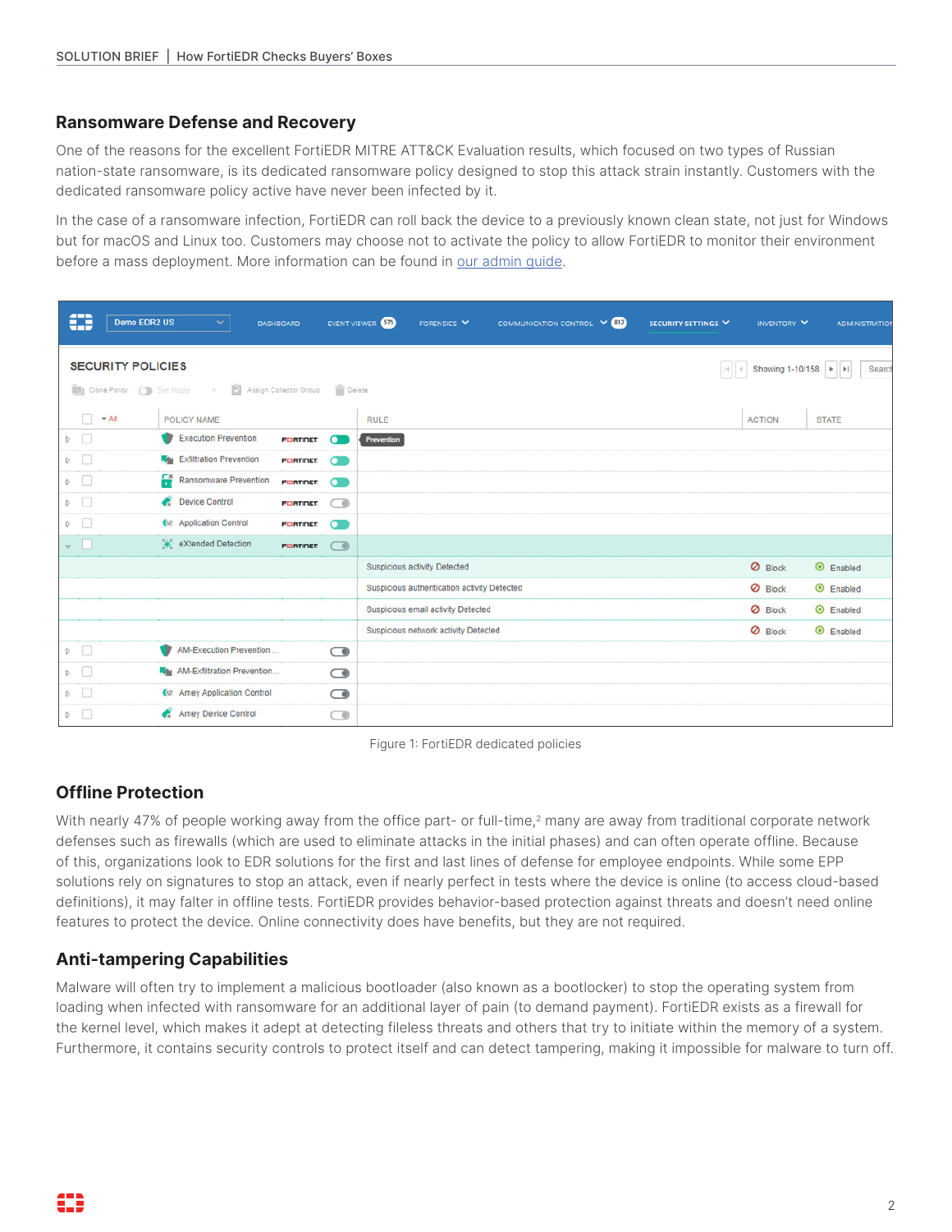## Ransomware Defense and Recovery

One of the reasons for the excellent FortiEDR MITRE ATT&CK Evaluation results, which focused on two types of Russian nation-state ransomware, is its dedicated ransomware policy designed to stop this attack strain instantly. Customers with the dedicated ransomware policy active have never been infected by it.

In the case of a ransomware infection, FortiEDR can roll back the device to a previously known clean state, not just for Windows but for macOS and Linux too. Customers may choose not to activate the policy to allow FortiEDR to monitor their environment before a mass deployment. More information can be found in [our admin guide](our admin guide).

Figure 1: FortiEDR dedicated policies

## Offline Protection

With nearly 47% of people working away from the office part- or full-time,[2] many are away from traditional corporate network defenses such as firewalls (which are used to eliminate attacks in the initial phases) and can often operate offline. Because of this, organizations look to EDR solutions for the first and last lines of defense for employee endpoints. While some EPP solutions rely on signatures to stop an attack, even if nearly perfect in tests where the device is online (to access cloud-based definitions), it may falter in offline tests. FortiEDR provides behavior-based protection against threats and doesn't need online features to protect the device. Online connectivity does have benefits, but they are not required.

## Anti-tampering Capabilities

Malware will often try to implement a malicious bootloader (also known as a bootlocker) to stop the operating system from loading when infected with ransomware for an additional layer of pain (to demand payment). FortiEDR exists as a firewall for the kernel level, which makes it adept at detecting fileless threats and others that try to initiate within the memory of a system. Furthermore, it contains security controls to protect itself and can detect tampering, making it impossible for malware to turn off.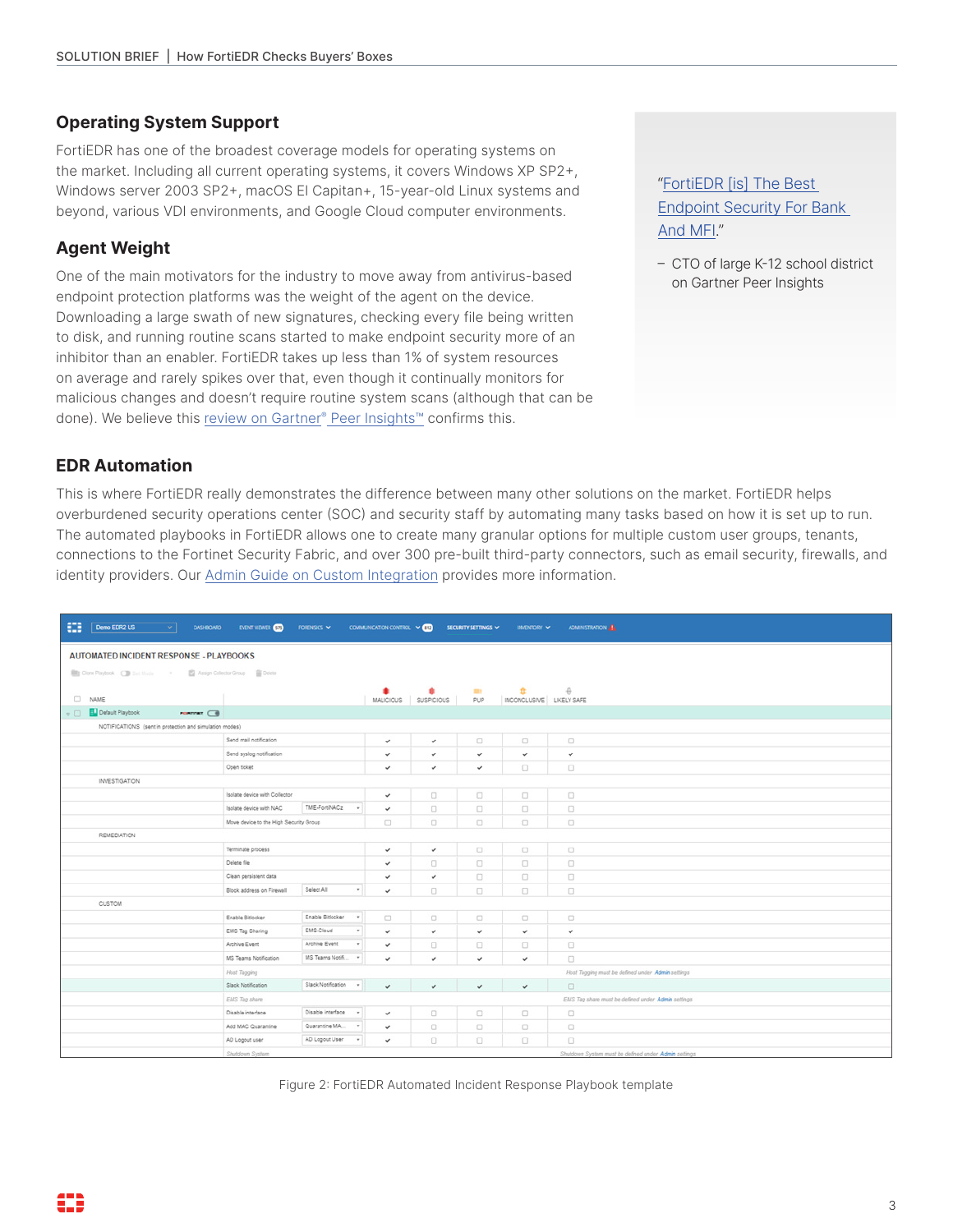## Operating System Support

FortiEDR has one of the broadest coverage models for operating systems on the market. Including all current operating systems, it covers Windows XP SP2+, Windows server 2003 SP2+, macOS El Capitan+, 15-year-old Linux systems and beyond, various VDI environments, and Google Cloud computer environments.

## Agent Weight

One of the main motivators for the industry to move away from antivirus-based endpoint protection platforms was the weight of the agent on the device. Downloading a large swath of new signatures, checking every file being written to disk, and running routine scans started to make endpoint security more of an inhibitor than an enabler. FortiEDR takes up less than 1% of system resources on average and rarely spikes over that, even though it continually monitors for malicious changes and doesn't require routine system scans (although that can be done). We believe this review on Gartner® Peer Insights™ confirms this.

"FortiEDR [is] The Best Endpoint Security For Bank And MFI."

– CTO of large K-12 school district on Gartner Peer Insights

## EDR Automation

This is where FortiEDR really demonstrates the difference between many other solutions on the market. FortiEDR helps overburdened security operations center (SOC) and security staff by automating many tasks based on how it is set up to run. The automated playbooks in FortiEDR allows one to create many granular options for multiple custom user groups, tenants, connections to the Fortinet Security Fabric, and over 300 pre-built third-party connectors, such as email security, firewalls, and identity providers. Our Admin Guide on Custom Integration provides more information.

Figure 2: FortiEDR Automated Incident Response Playbook template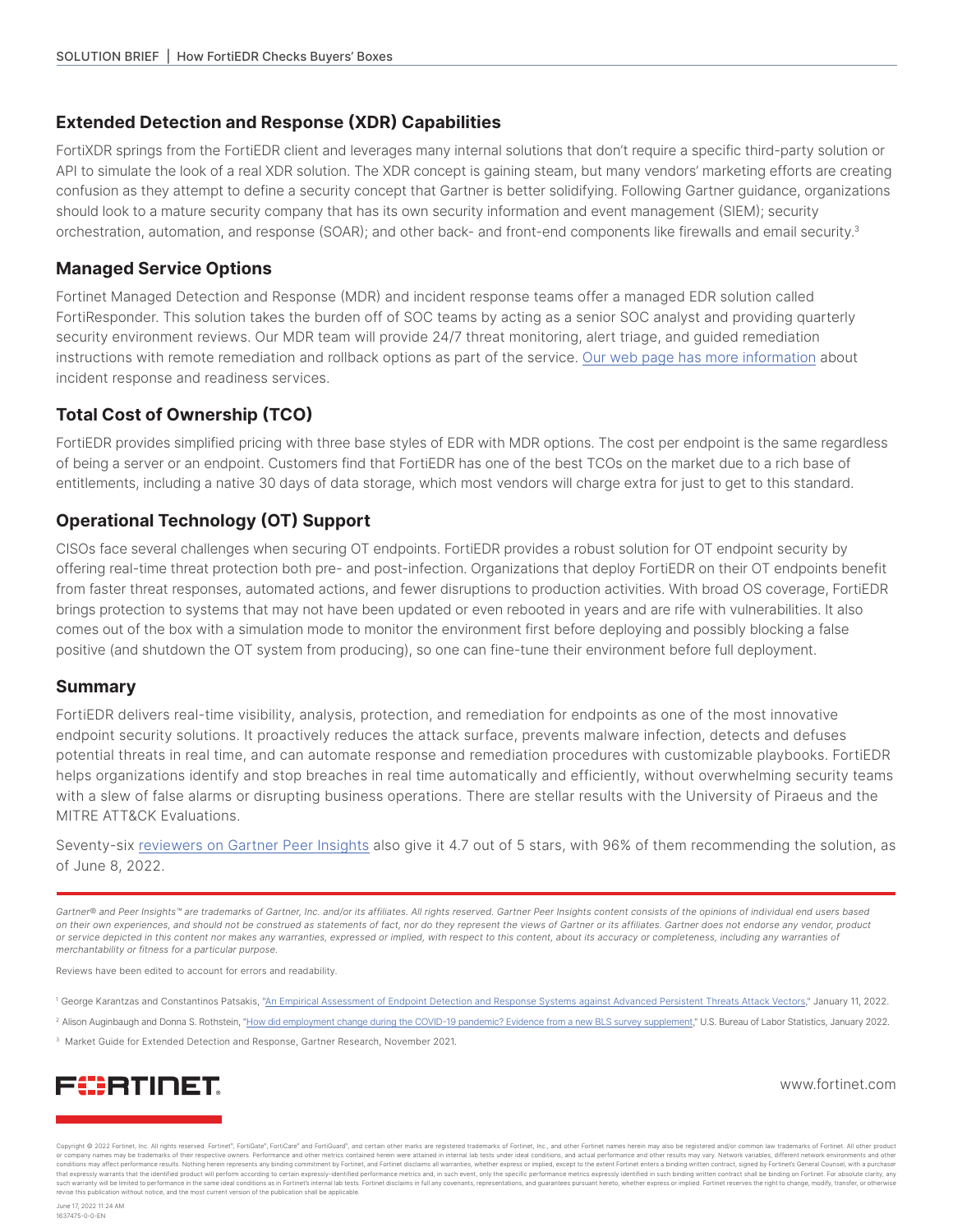## Extended Detection and Response (XDR) Capabilities

FortiXDR springs from the FortiEDR client and leverages many internal solutions that don't require a specific third-party solution or API to simulate the look of a real XDR solution. The XDR concept is gaining steam, but many vendors' marketing efforts are creating confusion as they attempt to define a security concept that Gartner is better solidifying. Following Gartner guidance, organizations should look to a mature security company that has its own security information and event management (SIEM); security orchestration, automation, and response (SOAR); and other back- and front-end components like firewalls and email security.[3]

## Managed Service Options

Fortinet Managed Detection and Response (MDR) and incident response teams offer a managed EDR solution called FortiResponder. This solution takes the burden off of SOC teams by acting as a senior SOC analyst and providing quarterly security environment reviews. Our MDR team will provide 24/7 threat monitoring, alert triage, and guided remediation instructions with remote remediation and rollback options as part of the service. Our web page has more information about incident response and readiness services.

## Total Cost of Ownership (TCO)

FortiEDR provides simplified pricing with three base styles of EDR with MDR options. The cost per endpoint is the same regardless of being a server or an endpoint. Customers find that FortiEDR has one of the best TCOs on the market due to a rich base of entitlements, including a native 30 days of data storage, which most vendors will charge extra for just to get to this standard.

## Operational Technology (OT) Support

CISOs face several challenges when securing OT endpoints. FortiEDR provides a robust solution for OT endpoint security by offering real-time threat protection both pre- and post-infection. Organizations that deploy FortiEDR on their OT endpoints benefit from faster threat responses, automated actions, and fewer disruptions to production activities. With broad OS coverage, FortiEDR brings protection to systems that may not have been updated or even rebooted in years and are rife with vulnerabilities. It also comes out of the box with a simulation mode to monitor the environment first before deploying and possibly blocking a false positive (and shutdown the OT system from producing), so one can fine-tune their environment before full deployment.

## Summary

FortiEDR delivers real-time visibility, analysis, protection, and remediation for endpoints as one of the most innovative endpoint security solutions. It proactively reduces the attack surface, prevents malware infection, detects and defuses potential threats in real time, and can automate response and remediation procedures with customizable playbooks. FortiEDR helps organizations identify and stop breaches in real time automatically and efficiently, without overwhelming security teams with a slew of false alarms or disrupting business operations. There are stellar results with the University of Piraeus and the MITRE ATT&CK Evaluations.

Seventy-six reviewers on Gartner Peer Insights also give it 4.7 out of 5 stars, with 96% of them recommending the solution, as of June 8, 2022.

---

*Gartner® and Peer Insights™ are trademarks of Gartner, Inc. and/or its affiliates. All rights reserved. Gartner Peer Insights content consists of the opinions of individual end users based on their own experiences, and should not be construed as statements of fact, nor do they represent the views of Gartner or its affiliates. Gartner does not endorse any vendor, product or service depicted in this content nor makes any warranties, expressed or implied, with respect to this content, about its accuracy or completeness, including any warranties of merchantability or fitness for a particular purpose.*

Reviews have been edited to account for errors and readability.

[1] George Karantzas and Constantinos Patsakis, "An Empirical Assessment of Endpoint Detection and Response Systems against Advanced Persistent Threats Attack Vectors," January 11, 2022.

[2] Alison Auginbaugh and Donna S. Rothstein, "How did employment change during the COVID-19 pandemic? Evidence from a new BLS survey supplement," U.S. Bureau of Labor Statistics, January 2022.

[3] Market Guide for Extended Detection and Response, Gartner Research, November 2021.

FORTINET

www.fortinet.com

Copyright © 2022 Fortinet, Inc. All rights reserved. Fortinet®, FortiGate®, FortiCare® and FortiGuard®, and certain other marks are registered trademarks of Fortinet, Inc., and other Fortinet names herein may also be registered and/or common law trademarks of Fortinet. All other product or company names may be trademarks of their respective owners. Performance and other metrics contained herein were attained in internal lab tests under ideal conditions, and actual performance and other results may vary. Network variables, different network environments and other conditions may affect performance results. Nothing herein represents any binding commitment by Fortinet, and Fortinet disclaims all warranties, whether express or implied, except to the extent Fortinet enters a binding written contract, signed by Fortinet's General Counsel, with a purchaser that expressly warrants that the identified product will perform according to certain expressly-identified performance metrics and, in such event, only the specific performance metrics expressly identified in such binding written contract shall be binding on Fortinet. For absolute clarity, any such warranty will be limited to performance in the same ideal conditions as in Fortinet's internal lab tests. Fortinet disclaims in full any covenants, representations, and guarantees pursuant hereto, whether express or implied. Fortinet reserves the right to change, modify, transfer, or otherwise revise this publication without notice, and the most current version of the publication shall be applicable.

June 17, 2022 11:24 AM
1637475-0-0-EN